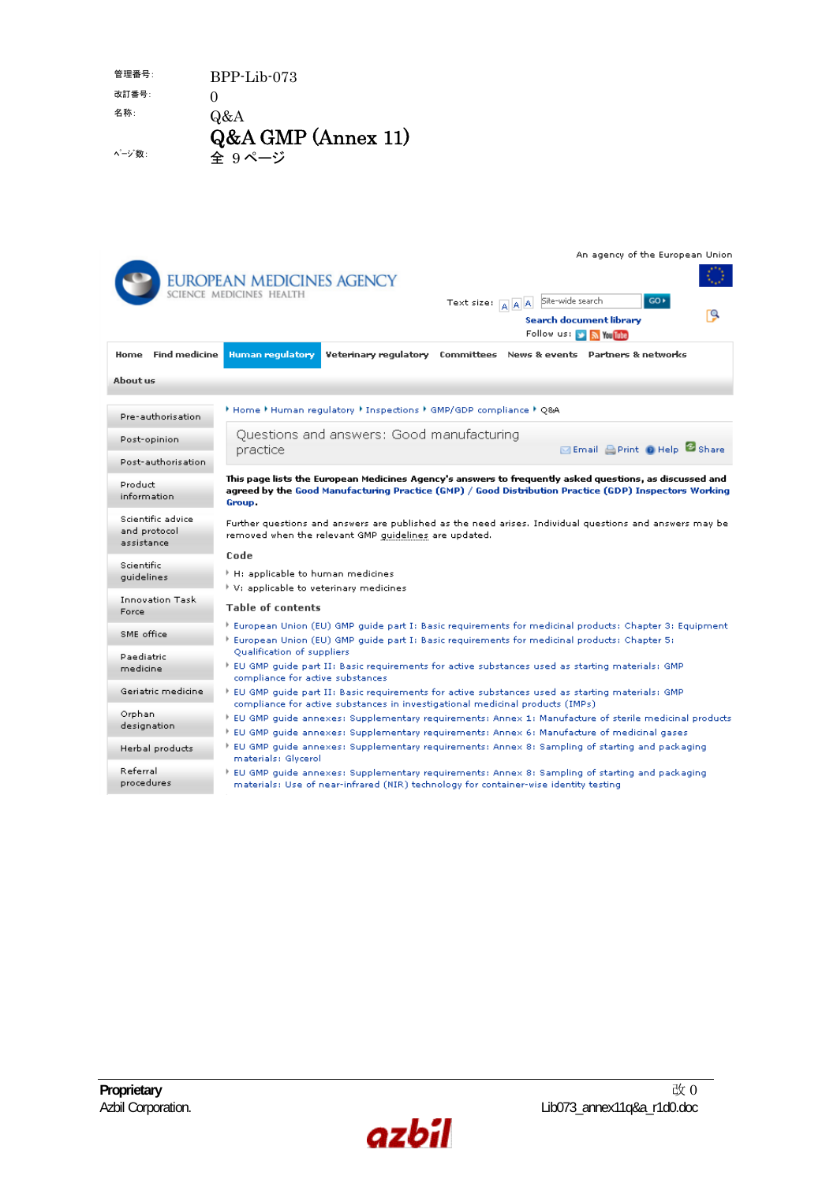管理番号: BPP-Lib-073

改訂番号: 0

名称: Q&A

# Q&A GMP (Annex 11)

ページ数: 全 9 ページ

An agency of the European Union

EUROPEAN MEDICINES AGENCY
SCIENCE MEDICINES HEALTH

Text size: A A A | Site-wide search | GO

Search document library

Follow us:

Home | Find medicine | Human regulatory | Veterinary regulatory | Committees | News & events | Partners & networks | About us

- Pre-authorisation
- Post-opinion
- Post-authorisation
- Product information
- Scientific advice and protocol assistance
- Scientific guidelines
- Innovation Task Force
- SME office
- Paediatric medicine
- Geriatric medicine
- Orphan designation
- Herbal products
- Referral procedures

Home ▸ Human regulatory ▸ Inspections ▸ GMP/GDP compliance ▸ Q&A

## Questions and answers: Good manufacturing practice

Email | Print | Help | Share

**This page lists the European Medicines Agency's answers to frequently asked questions, as discussed and agreed by the Good Manufacturing Practice (GMP) / Good Distribution Practice (GDP) Inspectors Working Group.**

Further questions and answers are published as the need arises. Individual questions and answers may be removed when the relevant GMP guidelines are updated.

### Code

- H: applicable to human medicines
- V: applicable to veterinary medicines

### Table of contents

- European Union (EU) GMP guide part I: Basic requirements for medicinal products: Chapter 3: Equipment
- European Union (EU) GMP guide part I: Basic requirements for medicinal products: Chapter 5: Qualification of suppliers
- EU GMP guide part II: Basic requirements for active substances used as starting materials: GMP compliance for active substances
- EU GMP guide part II: Basic requirements for active substances used as starting materials: GMP compliance for active substances in investigational medicinal products (IMPs)
- EU GMP guide annexes: Supplementary requirements: Annex 1: Manufacture of sterile medicinal products
- EU GMP guide annexes: Supplementary requirements: Annex 6: Manufacture of medicinal gases
- EU GMP guide annexes: Supplementary requirements: Annex 8: Sampling of starting and packaging materials: Glycerol
- EU GMP guide annexes: Supplementary requirements: Annex 8: Sampling of starting and packaging materials: Use of near-infrared (NIR) technology for container-wise identity testing

Proprietary
Azbil Corporation.

改 0
Lib073_annex11q&a_r1d0.doc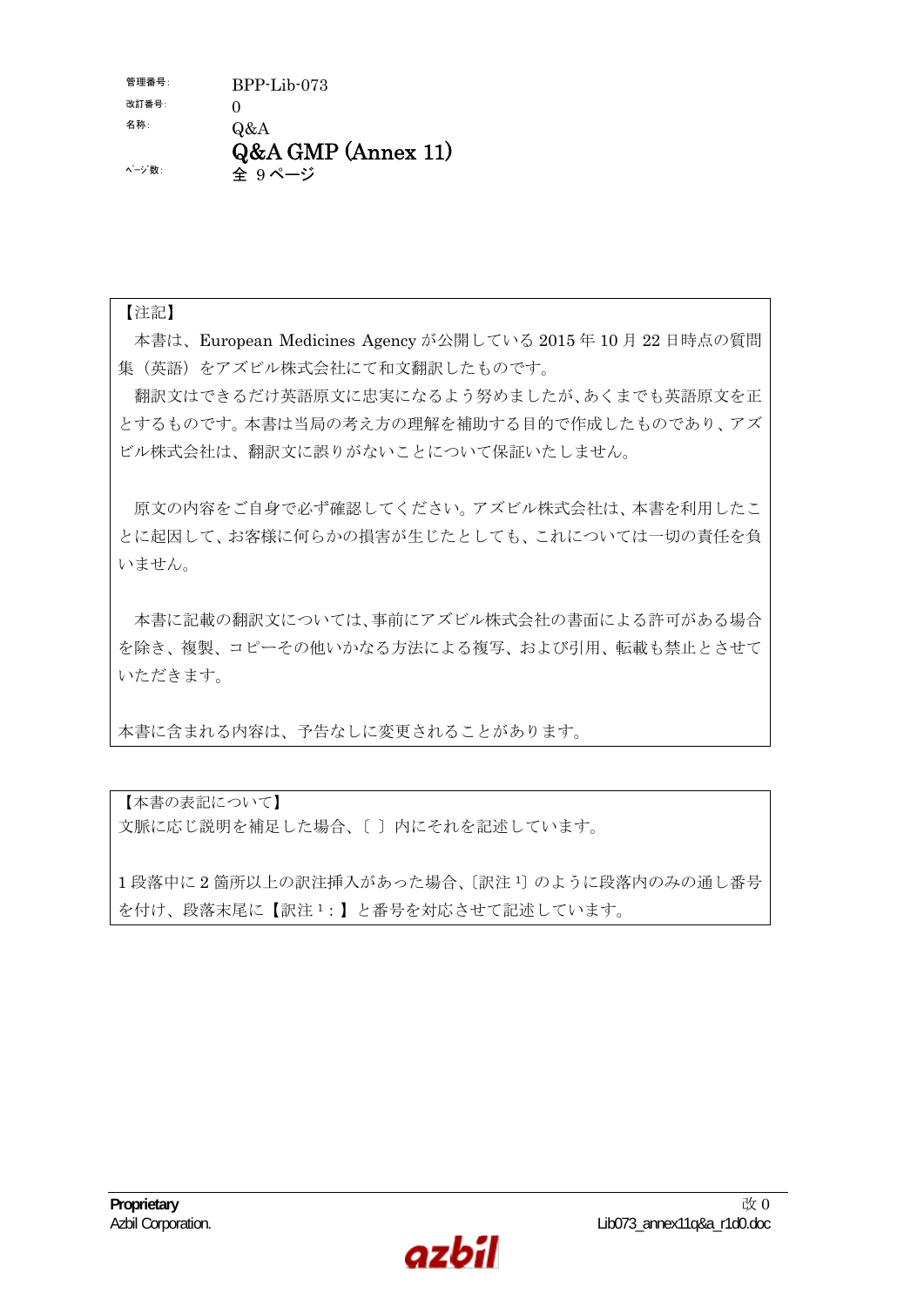| 管理番号: | BPP-Lib-073 |
| --- | --- |
| 改訂番号: | 0 |
| 名称: | Q&A |
| | **Q&A GMP (Annex 11)** |
| ﾍﾟｰｼﾞ数: | 全 9 ページ |

【注記】

本書は、European Medicines Agency が公開している 2015 年 10 月 22 日時点の質問集（英語）をアズビル株式会社にて和文翻訳したものです。

翻訳文はできるだけ英語原文に忠実になるよう努めましたが、あくまでも英語原文を正とするものです。本書は当局の考え方の理解を補助する目的で作成したものであり、アズビル株式会社は、翻訳文に誤りがないことについて保証いたしません。

原文の内容をご自身で必ず確認してください。アズビル株式会社は、本書を利用したことに起因して、お客様に何らかの損害が生じたとしても、これについては一切の責任を負いません。

本書に記載の翻訳文については、事前にアズビル株式会社の書面による許可がある場合を除き、複製、コピーその他いかなる方法による複写、および引用、転載も禁止とさせていただきます。

本書に含まれる内容は、予告なしに変更されることがあります。

【本書の表記について】

文脈に応じ説明を補足した場合、〔 〕内にそれを記述しています。

1 段落中に 2 箇所以上の訳注挿入があった場合、〔訳注 1〕のように段落内のみの通し番号を付け、段落末尾に【訳注 1：】と番号を対応させて記述しています。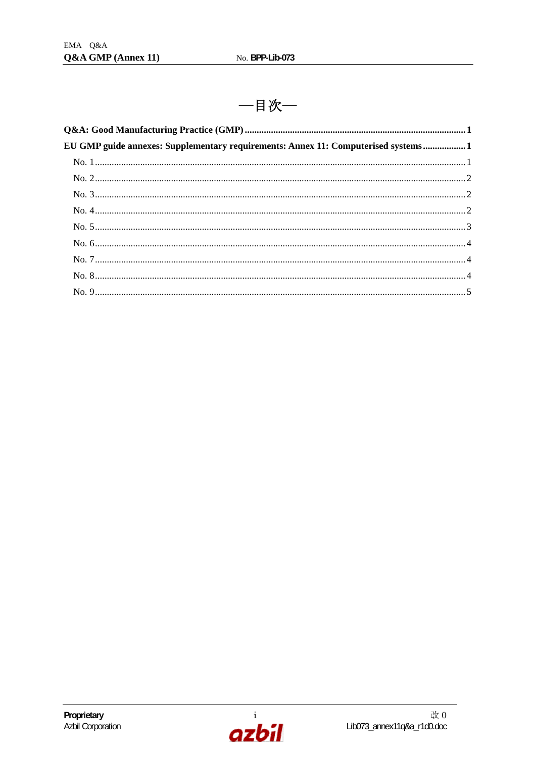# —目次—

**Q&A: Good Manufacturing Practice (GMP)** ........ 1

**EU GMP guide annexes: Supplementary requirements: Annex 11: Computerised systems** ........ 1

- No. 1 ........ 1
- No. 2 ........ 2
- No. 3 ........ 2
- No. 4 ........ 2
- No. 5 ........ 3
- No. 6 ........ 4
- No. 7 ........ 4
- No. 8 ........ 4
- No. 9 ........ 5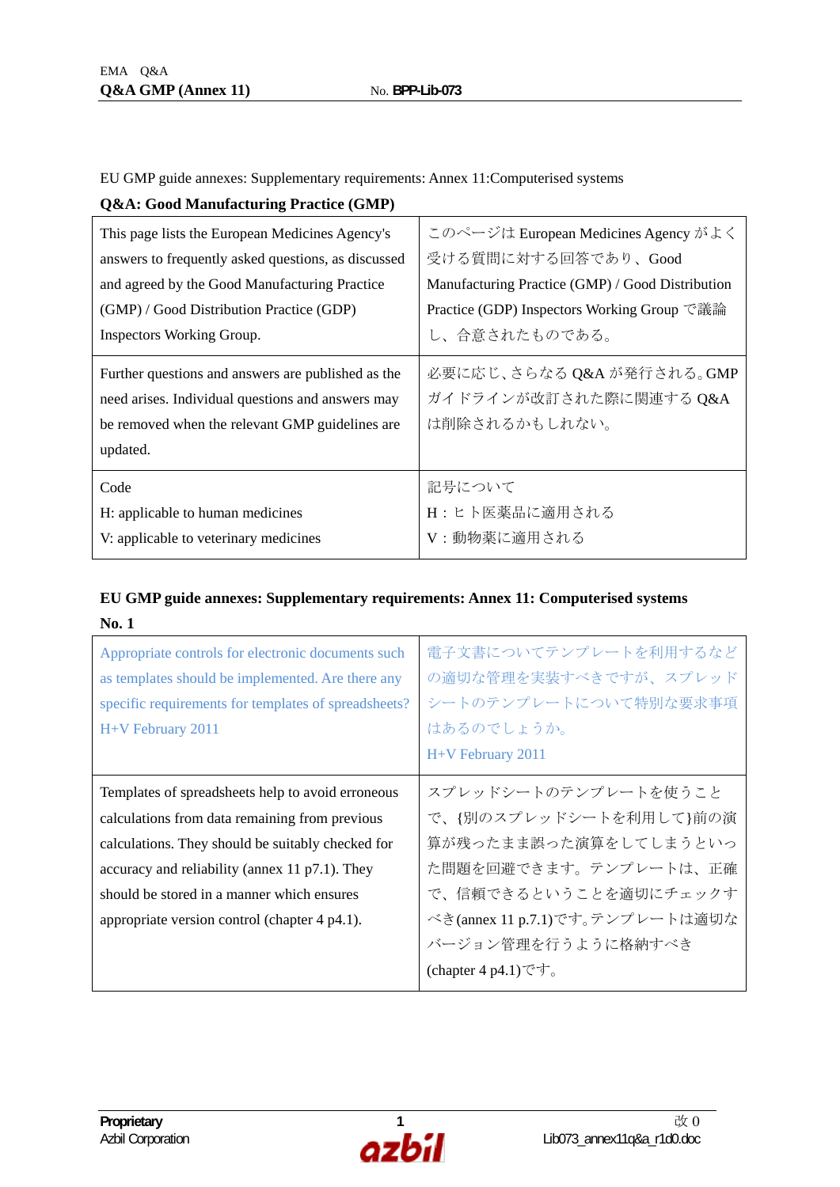EU GMP guide annexes: Supplementary requirements: Annex 11:Computerised systems

**Q&A: Good Manufacturing Practice (GMP)**

| This page lists the European Medicines Agency's answers to frequently asked questions, as discussed and agreed by the Good Manufacturing Practice (GMP) / Good Distribution Practice (GDP) Inspectors Working Group. | このページは European Medicines Agency がよく受ける質問に対する回答であり、Good Manufacturing Practice (GMP) / Good Distribution Practice (GDP) Inspectors Working Group で議論し、合意されたものである。 |
|---|---|
| Further questions and answers are published as the need arises. Individual questions and answers may be removed when the relevant GMP guidelines are updated. | 必要に応じ、さらなる Q&A が発行される。GMP ガイドラインが改訂された際に関連する Q&A は削除されるかもしれない。 |
| Code<br>H: applicable to human medicines<br>V: applicable to veterinary medicines | 記号について<br>H：ヒト医薬品に適用される<br>V：動物薬に適用される |

**EU GMP guide annexes: Supplementary requirements: Annex 11: Computerised systems**

**No. 1**

| Appropriate controls for electronic documents such as templates should be implemented. Are there any specific requirements for templates of spreadsheets?<br>H+V February 2011 | 電子文書についてテンプレートを利用するなどの適切な管理を実装すべきですが、スプレッドシートのテンプレートについて特別な要求事項はあるのでしょうか。<br>H+V February 2011 |
|---|---|
| Templates of spreadsheets help to avoid erroneous calculations from data remaining from previous calculations. They should be suitably checked for accuracy and reliability (annex 11 p7.1). They should be stored in a manner which ensures appropriate version control (chapter 4 p4.1). | スプレッドシートのテンプレートを使うことで、{別のスプレッドシートを利用して}前の演算が残ったまま誤った演算をしてしまうといった問題を回避できます。テンプレートは、正確で、信頼できるということを適切にチェックすべき(annex 11 p.7.1)です。テンプレートは適切なバージョン管理を行うように格納すべき(chapter 4 p4.1)です。 |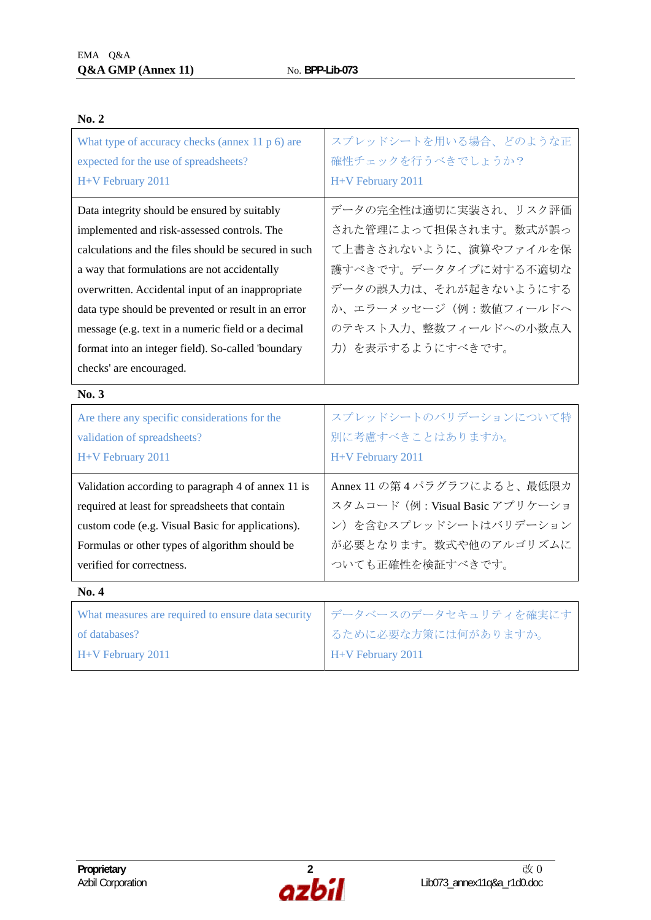**No. 2**

| What type of accuracy checks (annex 11 p 6) are expected for the use of spreadsheets?<br>H+V February 2011 | スプレッドシートを用いる場合、どのような正確性チェックを行うべきでしょうか？<br>H+V February 2011 |
|---|---|
| Data integrity should be ensured by suitably implemented and risk-assessed controls. The calculations and the files should be secured in such a way that formulations are not accidentally overwritten. Accidental input of an inappropriate data type should be prevented or result in an error message (e.g. text in a numeric field or a decimal format into an integer field). So-called 'boundary checks' are encouraged. | データの完全性は適切に実装され、リスク評価された管理によって担保されます。数式が誤って上書きされないように、演算やファイルを保護すべきです。データタイプに対する不適切なデータの誤入力は、それが起きないようにするか、エラーメッセージ（例：数値フィールドへのテキスト入力、整数フィールドへの小数点入力）を表示するようにすべきです。 |

**No. 3**

| Are there any specific considerations for the validation of spreadsheets?<br>H+V February 2011 | スプレッドシートのバリデーションについて特別に考慮すべきことはありますか。<br>H+V February 2011 |
|---|---|
| Validation according to paragraph 4 of annex 11 is required at least for spreadsheets that contain custom code (e.g. Visual Basic for applications). Formulas or other types of algorithm should be verified for correctness. | Annex 11 の第 4 パラグラフによると、最低限カスタムコード（例：Visual Basic アプリケーション）を含むスプレッドシートはバリデーションが必要となります。数式や他のアルゴリズムについても正確性を検証すべきです。 |

**No. 4**

| What measures are required to ensure data security of databases?<br>H+V February 2011 | データベースのデータセキュリティを確実にするために必要な方策には何がありますか。<br>H+V February 2011 |
|---|---|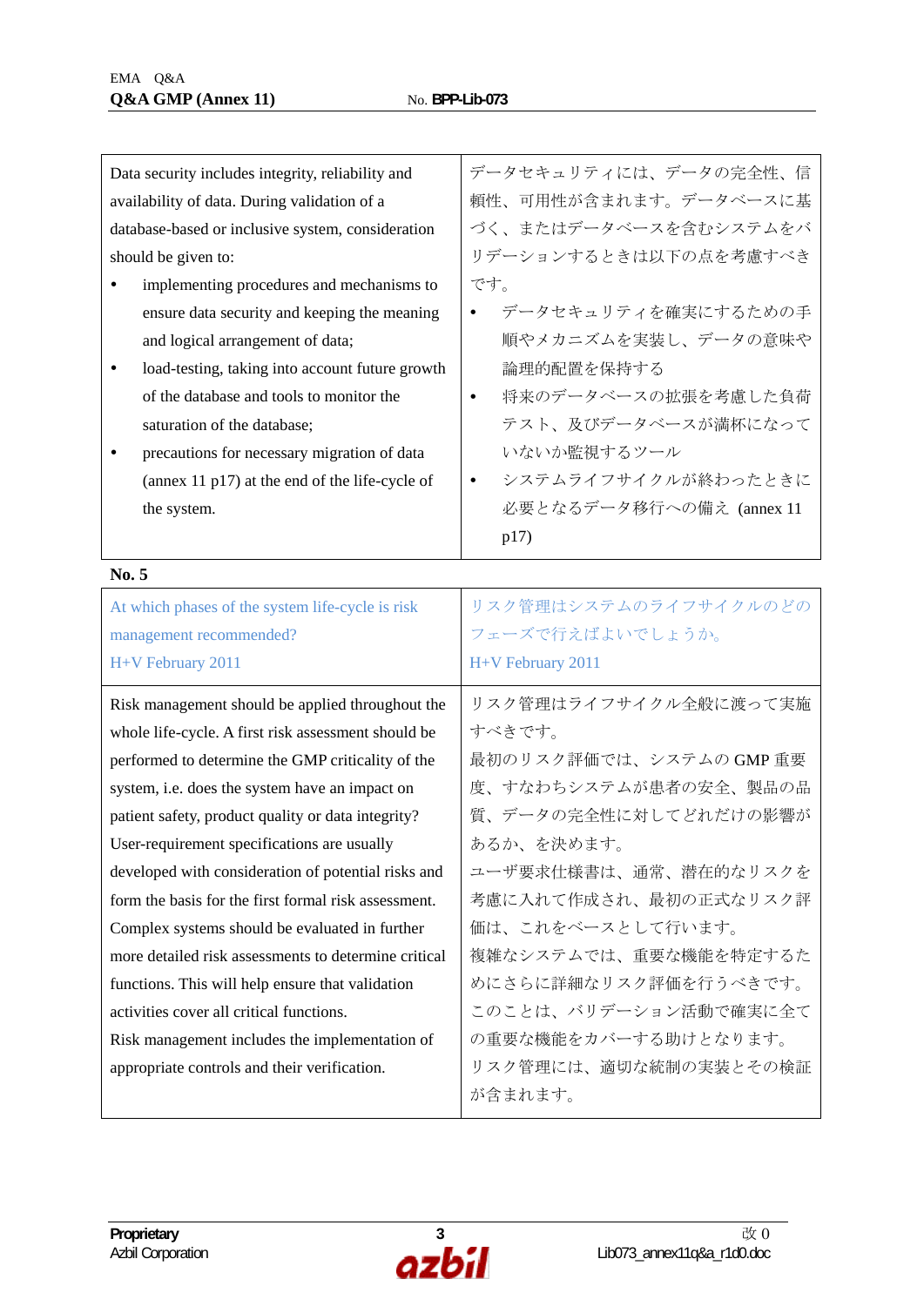| | |
|---|---|
| Data security includes integrity, reliability and availability of data. During validation of a database-based or inclusive system, consideration should be given to:<br>• implementing procedures and mechanisms to ensure data security and keeping the meaning and logical arrangement of data;<br>• load-testing, taking into account future growth of the database and tools to monitor the saturation of the database;<br>• precautions for necessary migration of data (annex 11 p17) at the end of the life-cycle of the system. | データセキュリティには、データの完全性、信頼性、可用性が含まれます。データベースに基づく、またはデータベースを含むシステムをバリデーションするときは以下の点を考慮すべきです。<br>• データセキュリティを確実にするための手順やメカニズムを実装し、データの意味や論理的配置を保持する<br>• 将来のデータベースの拡張を考慮した負荷テスト、及びデータベースが満杯になっていないか監視するツール<br>• システムライフサイクルが終わったときに必要となるデータ移行への備え (annex 11 p17) |

**No. 5**

| | |
|---|---|
| At which phases of the system life-cycle is risk management recommended?<br>H+V February 2011 | リスク管理はシステムのライフサイクルのどのフェーズで行えばよいでしょうか。<br>H+V February 2011 |
| Risk management should be applied throughout the whole life-cycle. A first risk assessment should be performed to determine the GMP criticality of the system, i.e. does the system have an impact on patient safety, product quality or data integrity? User-requirement specifications are usually developed with consideration of potential risks and form the basis for the first formal risk assessment. Complex systems should be evaluated in further more detailed risk assessments to determine critical functions. This will help ensure that validation activities cover all critical functions.<br>Risk management includes the implementation of appropriate controls and their verification. | リスク管理はライフサイクル全般に渡って実施すべきです。<br>最初のリスク評価では、システムの GMP 重要度、すなわちシステムが患者の安全、製品の品質、データの完全性に対してどれだけの影響があるか、を決めます。<br>ユーザ要求仕様書は、通常、潜在的なリスクを考慮に入れて作成され、最初の正式なリスク評価は、これをベースとして行います。<br>複雑なシステムでは、重要な機能を特定するためにさらに詳細なリスク評価を行うべきです。このことは、バリデーション活動で確実に全ての重要な機能をカバーする助けとなります。<br>リスク管理には、適切な統制の実装とその検証が含まれます。 |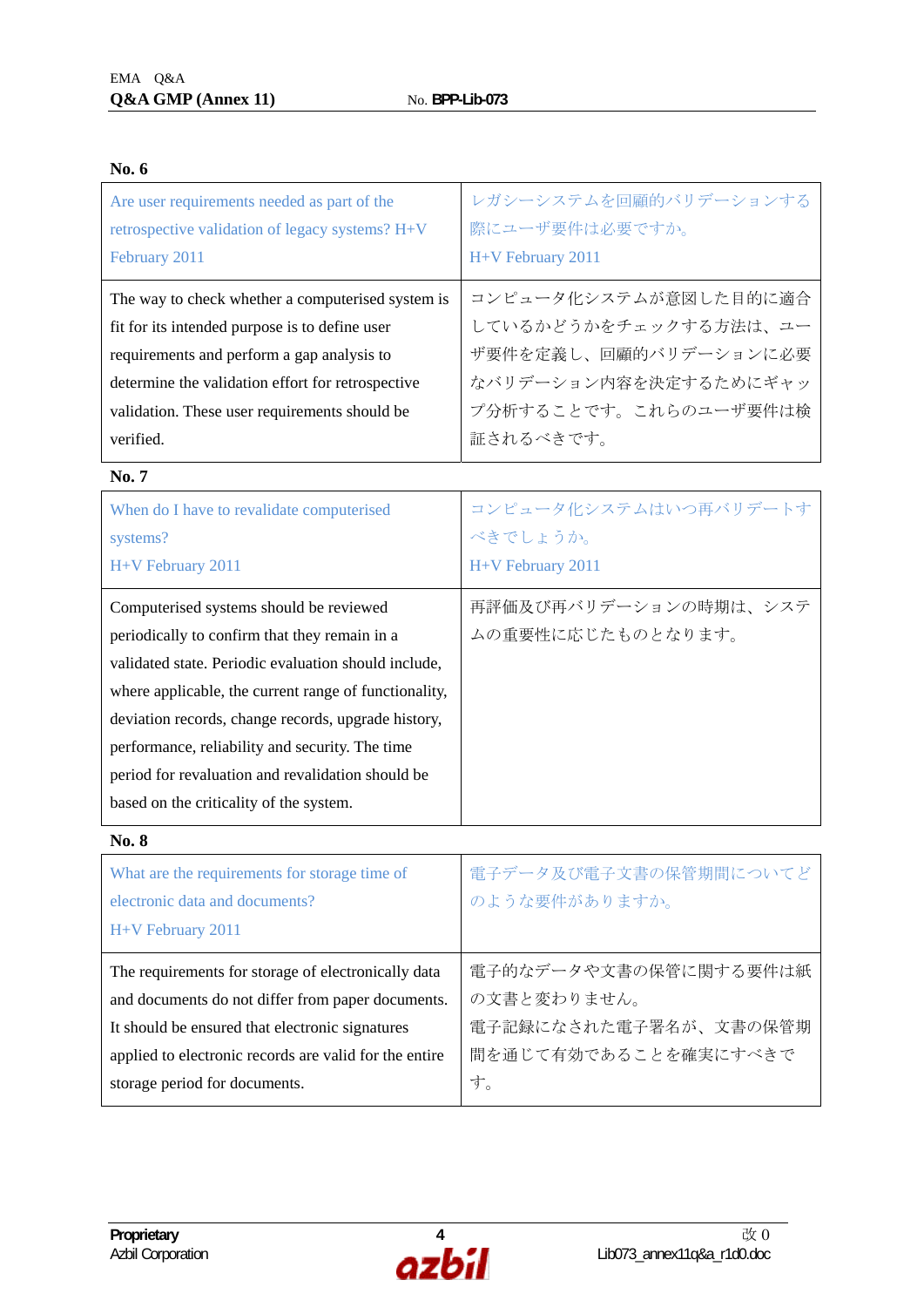**No. 6**

| Are user requirements needed as part of the retrospective validation of legacy systems? H+V February 2011 | レガシーシステムを回顧的バリデーションする際にユーザ要件は必要ですか。<br>H+V February 2011 |
|---|---|
| The way to check whether a computerised system is fit for its intended purpose is to define user requirements and perform a gap analysis to determine the validation effort for retrospective validation. These user requirements should be verified. | コンピュータ化システムが意図した目的に適合しているかどうかをチェックする方法は、ユーザ要件を定義し、回顧的バリデーションに必要なバリデーション内容を決定するためにギャップ分析することです。これらのユーザ要件は検証されるべきです。 |

**No. 7**

| When do I have to revalidate computerised systems?<br>H+V February 2011 | コンピュータ化システムはいつ再バリデートすべきでしょうか。<br>H+V February 2011 |
|---|---|
| Computerised systems should be reviewed periodically to confirm that they remain in a validated state. Periodic evaluation should include, where applicable, the current range of functionality, deviation records, change records, upgrade history, performance, reliability and security. The time period for revaluation and revalidation should be based on the criticality of the system. | 再評価及び再バリデーションの時期は、システムの重要性に応じたものとなります。 |

**No. 8**

| What are the requirements for storage time of electronic data and documents?<br>H+V February 2011 | 電子データ及び電子文書の保管期間についてどのような要件がありますか。 |
|---|---|
| The requirements for storage of electronically data and documents do not differ from paper documents. It should be ensured that electronic signatures applied to electronic records are valid for the entire storage period for documents. | 電子的なデータや文書の保管に関する要件は紙の文書と変わりません。<br>電子記録になされた電子署名が、文書の保管期間を通じて有効であることを確実にすべきです。 |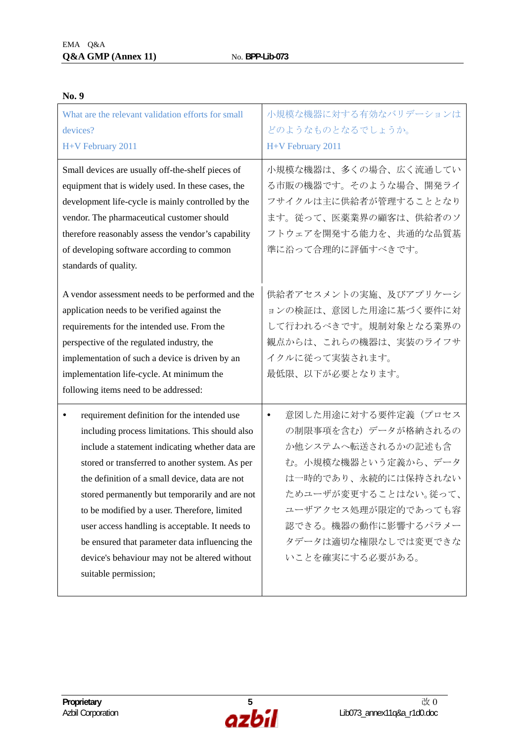**No. 9**

| What are the relevant validation efforts for small devices?<br>H+V February 2011 | 小規模な機器に対する有効なバリデーションはどのようなものとなるでしょうか。<br>H+V February 2011 |
|---|---|
| Small devices are usually off-the-shelf pieces of equipment that is widely used. In these cases, the development life-cycle is mainly controlled by the vendor. The pharmaceutical customer should therefore reasonably assess the vendor's capability of developing software according to common standards of quality.<br><br>A vendor assessment needs to be performed and the application needs to be verified against the requirements for the intended use. From the perspective of the regulated industry, the implementation of such a device is driven by an implementation life-cycle. At minimum the following items need to be addressed: | 小規模な機器は、多くの場合、広く流通している市販の機器です。そのような場合、開発ライフサイクルは主に供給者が管理することとなります。従って、医薬業界の顧客は、供給者のソフトウェアを開発する能力を、共通的な品質基準に沿って合理的に評価すべきです。<br><br>供給者アセスメントの実施、及びアプリケーションの検証は、意図した用途に基づく要件に対して行われるべきです。規制対象となる業界の観点からは、これらの機器は、実装のライフサイクルに従って実装されます。<br>最低限、以下が必要となります。 |
| • requirement definition for the intended use including process limitations. This should also include a statement indicating whether data are stored or transferred to another system. As per the definition of a small device, data are not stored permanently but temporarily and are not to be modified by a user. Therefore, limited user access handling is acceptable. It needs to be ensured that parameter data influencing the device's behaviour may not be altered without suitable permission; | • 意図した用途に対する要件定義（プロセスの制限事項を含む）データが格納されるのか他システムへ転送されるかの記述も含む。小規模な機器という定義から、データは一時的であり、永続的には保持されないためユーザが変更することはない。従って、ユーザアクセス処理が限定的であっても容認できる。機器の動作に影響するパラメータデータは適切な権限なしでは変更できないことを確実にする必要がある。 |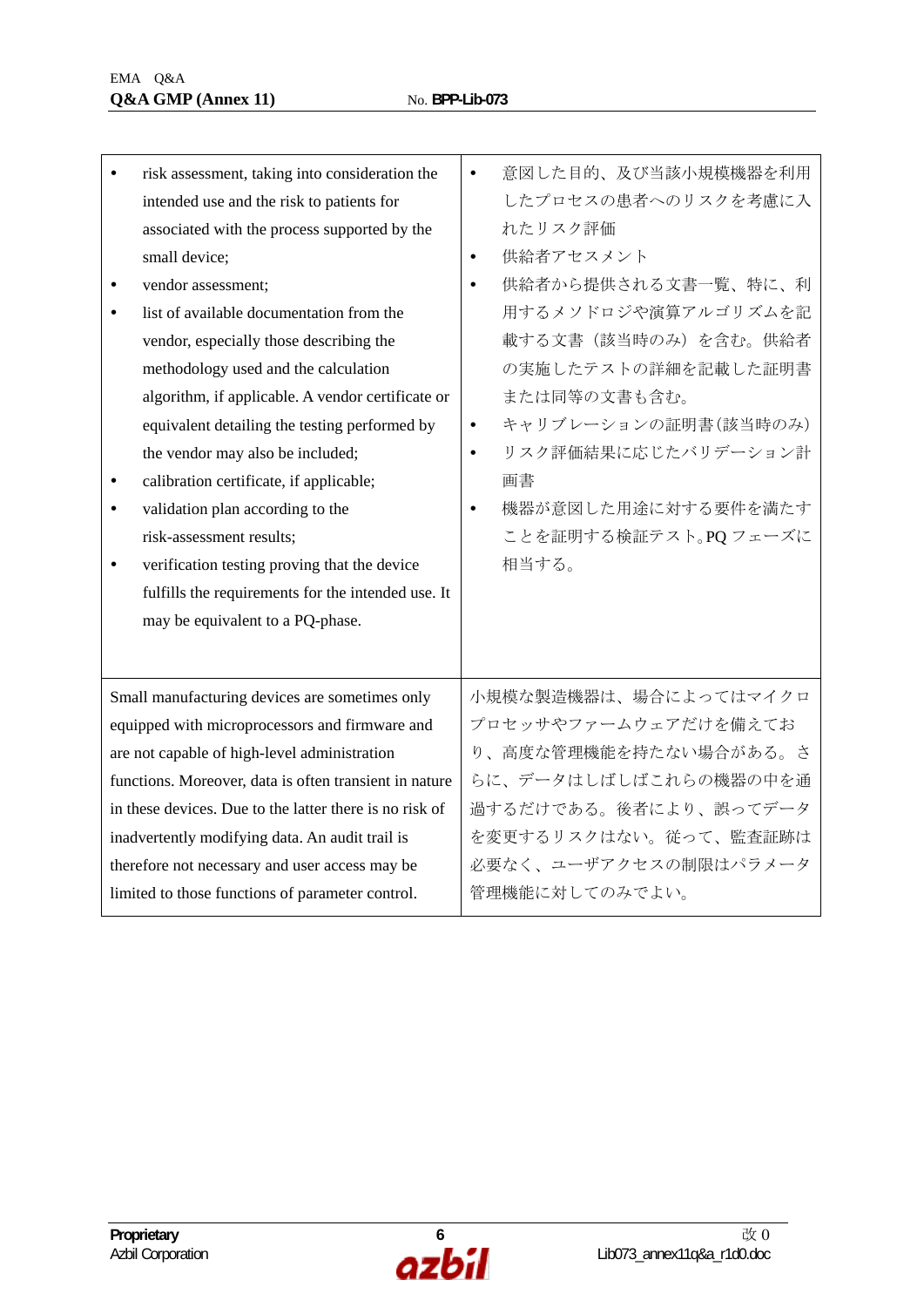| | |
|---|---|
| • risk assessment, taking into consideration the intended use and the risk to patients for associated with the process supported by the small device;<br>• vendor assessment;<br>• list of available documentation from the vendor, especially those describing the methodology used and the calculation algorithm, if applicable. A vendor certificate or equivalent detailing the testing performed by the vendor may also be included;<br>• calibration certificate, if applicable;<br>• validation plan according to the risk-assessment results;<br>• verification testing proving that the device fulfills the requirements for the intended use. It may be equivalent to a PQ-phase. | • 意図した目的、及び当該小規模機器を利用したプロセスの患者へのリスクを考慮に入れたリスク評価<br>• 供給者アセスメント<br>• 供給者から提供される文書一覧、特に、利用するメソドロジや演算アルゴリズムを記載する文書（該当時のみ）を含む。供給者の実施したテストの詳細を記載した証明書または同等の文書も含む。<br>• キャリブレーションの証明書（該当時のみ）<br>• リスク評価結果に応じたバリデーション計画書<br>• 機器が意図した用途に対する要件を満たすことを証明する検証テスト。PQ フェーズに相当する。 |
| Small manufacturing devices are sometimes only equipped with microprocessors and firmware and are not capable of high-level administration functions. Moreover, data is often transient in nature in these devices. Due to the latter there is no risk of inadvertently modifying data. An audit trail is therefore not necessary and user access may be limited to those functions of parameter control. | 小規模な製造機器は、場合によってはマイクロプロセッサやファームウェアだけを備えており、高度な管理機能を持たない場合がある。さらに、データはしばしばこれらの機器の中を通過するだけである。後者により、誤ってデータを変更するリスクはない。従って、監査証跡は必要なく、ユーザアクセスの制限はパラメータ管理機能に対してのみでよい。 |